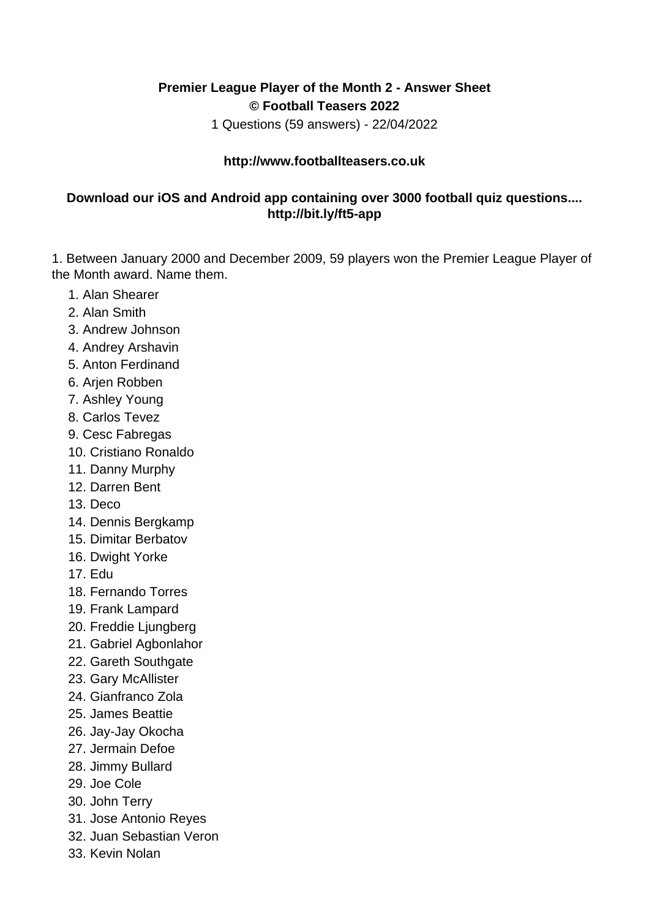**Premier League Player of the Month 2 - Answer Sheet**
**© Football Teasers 2022**
1 Questions (59 answers) - 22/04/2022

**http://www.footballteasers.co.uk**

**Download our iOS and Android app containing over 3000 football quiz questions.... http://bit.ly/ft5-app**

1. Between January 2000 and December 2009, 59 players won the Premier League Player of the Month award. Name them.

1. Alan Shearer
2. Alan Smith
3. Andrew Johnson
4. Andrey Arshavin
5. Anton Ferdinand
6. Arjen Robben
7. Ashley Young
8. Carlos Tevez
9. Cesc Fabregas
10. Cristiano Ronaldo
11. Danny Murphy
12. Darren Bent
13. Deco
14. Dennis Bergkamp
15. Dimitar Berbatov
16. Dwight Yorke
17. Edu
18. Fernando Torres
19. Frank Lampard
20. Freddie Ljungberg
21. Gabriel Agbonlahor
22. Gareth Southgate
23. Gary McAllister
24. Gianfranco Zola
25. James Beattie
26. Jay-Jay Okocha
27. Jermain Defoe
28. Jimmy Bullard
29. Joe Cole
30. John Terry
31. Jose Antonio Reyes
32. Juan Sebastian Veron
33. Kevin Nolan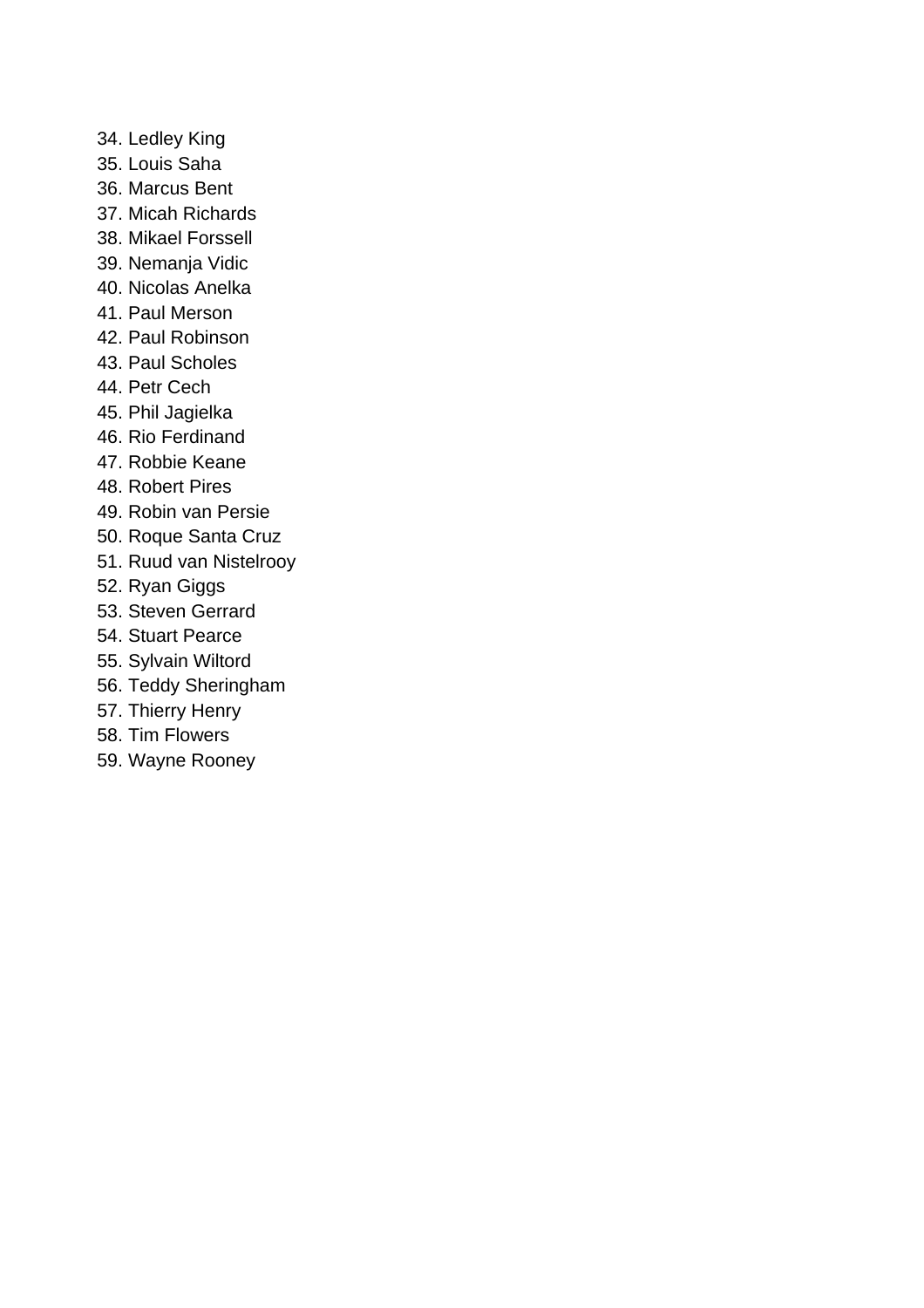34. Ledley King
35. Louis Saha
36. Marcus Bent
37. Micah Richards
38. Mikael Forssell
39. Nemanja Vidic
40. Nicolas Anelka
41. Paul Merson
42. Paul Robinson
43. Paul Scholes
44. Petr Cech
45. Phil Jagielka
46. Rio Ferdinand
47. Robbie Keane
48. Robert Pires
49. Robin van Persie
50. Roque Santa Cruz
51. Ruud van Nistelrooy
52. Ryan Giggs
53. Steven Gerrard
54. Stuart Pearce
55. Sylvain Wiltord
56. Teddy Sheringham
57. Thierry Henry
58. Tim Flowers
59. Wayne Rooney